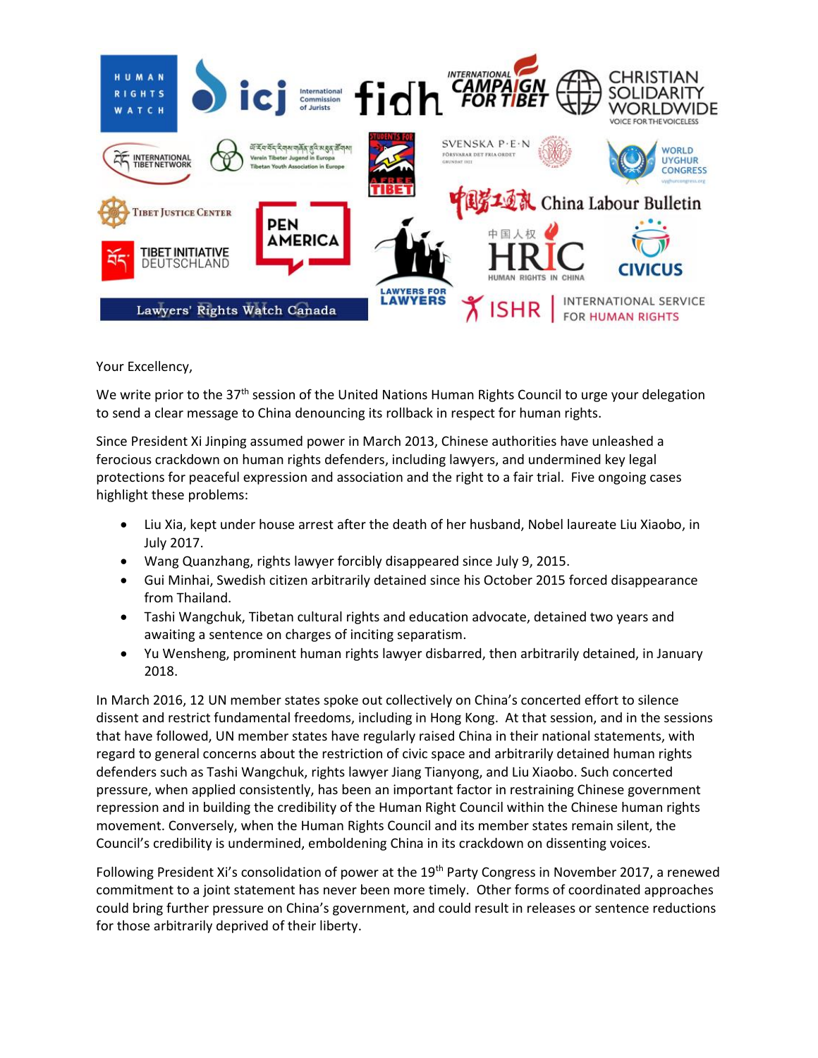Your Excellency,

We write prior to the 37th session of the United Nations Human Rights Council to urge your delegation to send a clear message to China denouncing its rollback in respect for human rights.

Since President Xi Jinping assumed power in March 2013, Chinese authorities have unleashed a ferocious crackdown on human rights defenders, including lawyers, and undermined key legal protections for peaceful expression and association and the right to a fair trial. Five ongoing cases highlight these problems:

- Liu Xia, kept under house arrest after the death of her husband, Nobel laureate Liu Xiaobo, in July 2017.
- Wang Quanzhang, rights lawyer forcibly disappeared since July 9, 2015.
- Gui Minhai, Swedish citizen arbitrarily detained since his October 2015 forced disappearance from Thailand.
- Tashi Wangchuk, Tibetan cultural rights and education advocate, detained two years and awaiting a sentence on charges of inciting separatism.
- Yu Wensheng, prominent human rights lawyer disbarred, then arbitrarily detained, in January 2018.

In March 2016, 12 UN member states spoke out collectively on China's concerted effort to silence dissent and restrict fundamental freedoms, including in Hong Kong. At that session, and in the sessions that have followed, UN member states have regularly raised China in their national statements, with regard to general concerns about the restriction of civic space and arbitrarily detained human rights defenders such as Tashi Wangchuk, rights lawyer Jiang Tianyong, and Liu Xiaobo. Such concerted pressure, when applied consistently, has been an important factor in restraining Chinese government repression and in building the credibility of the Human Right Council within the Chinese human rights movement. Conversely, when the Human Rights Council and its member states remain silent, the Council's credibility is undermined, emboldening China in its crackdown on dissenting voices.

Following President Xi's consolidation of power at the 19th Party Congress in November 2017, a renewed commitment to a joint statement has never been more timely. Other forms of coordinated approaches could bring further pressure on China's government, and could result in releases or sentence reductions for those arbitrarily deprived of their liberty.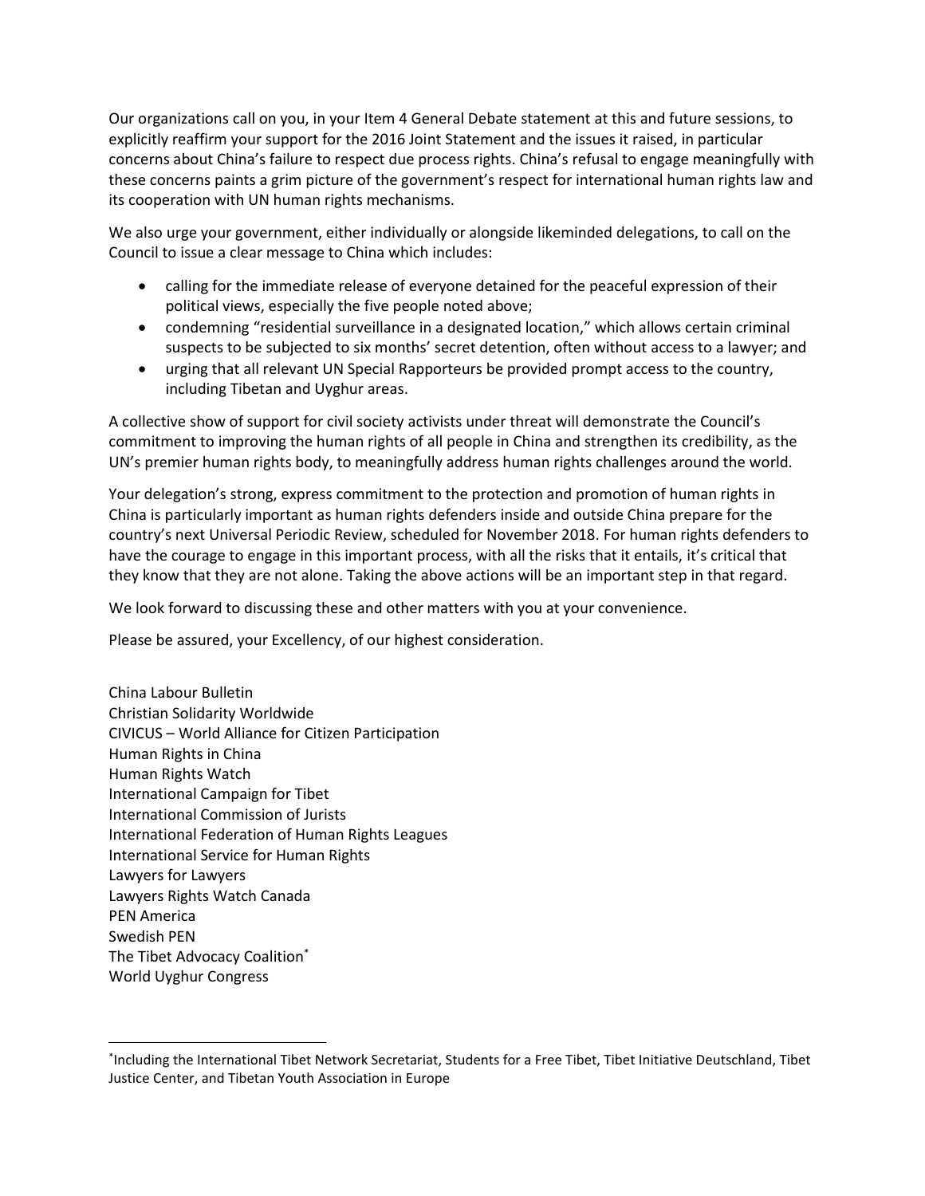Our organizations call on you, in your Item 4 General Debate statement at this and future sessions, to explicitly reaffirm your support for the 2016 Joint Statement and the issues it raised, in particular concerns about China's failure to respect due process rights. China's refusal to engage meaningfully with these concerns paints a grim picture of the government's respect for international human rights law and its cooperation with UN human rights mechanisms.

We also urge your government, either individually or alongside likeminded delegations, to call on the Council to issue a clear message to China which includes:

- calling for the immediate release of everyone detained for the peaceful expression of their political views, especially the five people noted above;
- condemning "residential surveillance in a designated location," which allows certain criminal suspects to be subjected to six months' secret detention, often without access to a lawyer; and
- urging that all relevant UN Special Rapporteurs be provided prompt access to the country, including Tibetan and Uyghur areas.

A collective show of support for civil society activists under threat will demonstrate the Council's commitment to improving the human rights of all people in China and strengthen its credibility, as the UN's premier human rights body, to meaningfully address human rights challenges around the world.

Your delegation's strong, express commitment to the protection and promotion of human rights in China is particularly important as human rights defenders inside and outside China prepare for the country's next Universal Periodic Review, scheduled for November 2018. For human rights defenders to have the courage to engage in this important process, with all the risks that it entails, it's critical that they know that they are not alone. Taking the above actions will be an important step in that regard.

We look forward to discussing these and other matters with you at your convenience.

Please be assured, your Excellency, of our highest consideration.

China Labour Bulletin
Christian Solidarity Worldwide
CIVICUS – World Alliance for Citizen Participation
Human Rights in China
Human Rights Watch
International Campaign for Tibet
International Commission of Jurists
International Federation of Human Rights Leagues
International Service for Human Rights
Lawyers for Lawyers
Lawyers Rights Watch Canada
PEN America
Swedish PEN
The Tibet Advocacy Coalition*
World Uyghur Congress

*Including the International Tibet Network Secretariat, Students for a Free Tibet, Tibet Initiative Deutschland, Tibet Justice Center, and Tibetan Youth Association in Europe